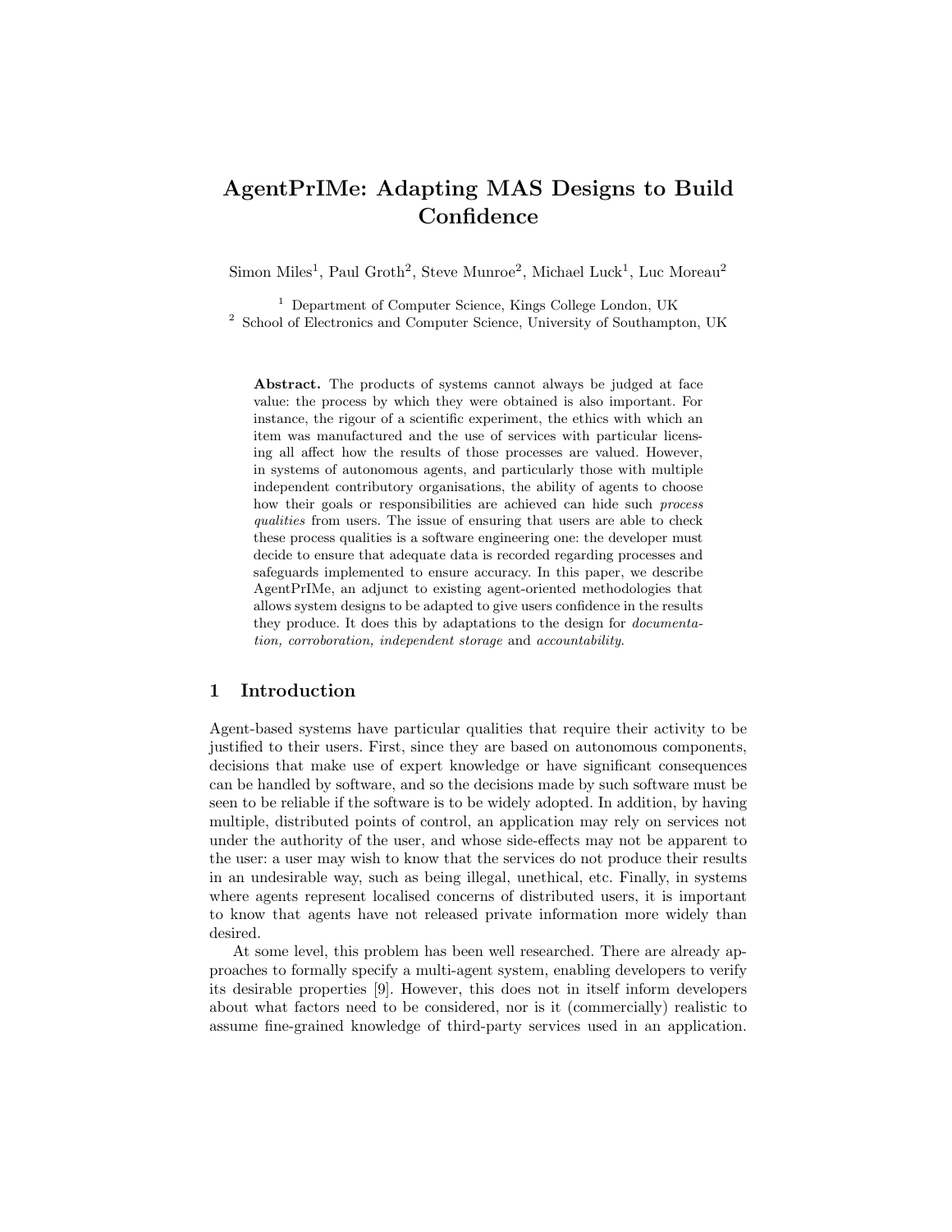# AgentPrIMe: Adapting MAS Designs to Build Confidence

Simon Miles[1], Paul Groth[2], Steve Munroe[2], Michael Luck[1], Luc Moreau[2]

[1] Department of Computer Science, Kings College London, UK
[2] School of Electronics and Computer Science, University of Southampton, UK

**Abstract.** The products of systems cannot always be judged at face value: the process by which they were obtained is also important. For instance, the rigour of a scientific experiment, the ethics with which an item was manufactured and the use of services with particular licensing all affect how the results of those processes are valued. However, in systems of autonomous agents, and particularly those with multiple independent contributory organisations, the ability of agents to choose how their goals or responsibilities are achieved can hide such *process qualities* from users. The issue of ensuring that users are able to check these process qualities is a software engineering one: the developer must decide to ensure that adequate data is recorded regarding processes and safeguards implemented to ensure accuracy. In this paper, we describe AgentPrIMe, an adjunct to existing agent-oriented methodologies that allows system designs to be adapted to give users confidence in the results they produce. It does this by adaptations to the design for *documentation, corroboration, independent storage* and *accountability*.

## 1 Introduction

Agent-based systems have particular qualities that require their activity to be justified to their users. First, since they are based on autonomous components, decisions that make use of expert knowledge or have significant consequences can be handled by software, and so the decisions made by such software must be seen to be reliable if the software is to be widely adopted. In addition, by having multiple, distributed points of control, an application may rely on services not under the authority of the user, and whose side-effects may not be apparent to the user: a user may wish to know that the services do not produce their results in an undesirable way, such as being illegal, unethical, etc. Finally, in systems where agents represent localised concerns of distributed users, it is important to know that agents have not released private information more widely than desired.

At some level, this problem has been well researched. There are already approaches to formally specify a multi-agent system, enabling developers to verify its desirable properties [9]. However, this does not in itself inform developers about what factors need to be considered, nor is it (commercially) realistic to assume fine-grained knowledge of third-party services used in an application.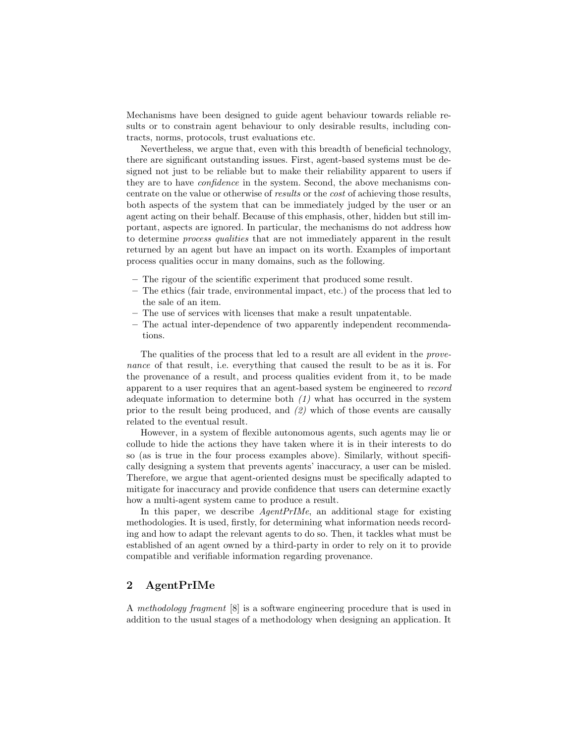Mechanisms have been designed to guide agent behaviour towards reliable results or to constrain agent behaviour to only desirable results, including contracts, norms, protocols, trust evaluations etc.

Nevertheless, we argue that, even with this breadth of beneficial technology, there are significant outstanding issues. First, agent-based systems must be designed not just to be reliable but to make their reliability apparent to users if they are to have *confidence* in the system. Second, the above mechanisms concentrate on the value or otherwise of *results* or the *cost* of achieving those results, both aspects of the system that can be immediately judged by the user or an agent acting on their behalf. Because of this emphasis, other, hidden but still important, aspects are ignored. In particular, the mechanisms do not address how to determine *process qualities* that are not immediately apparent in the result returned by an agent but have an impact on its worth. Examples of important process qualities occur in many domains, such as the following.

- The rigour of the scientific experiment that produced some result.
- The ethics (fair trade, environmental impact, etc.) of the process that led to the sale of an item.
- The use of services with licenses that make a result unpatentable.
- The actual inter-dependence of two apparently independent recommendations.

The qualities of the process that led to a result are all evident in the *provenance* of that result, i.e. everything that caused the result to be as it is. For the provenance of a result, and process qualities evident from it, to be made apparent to a user requires that an agent-based system be engineered to *record* adequate information to determine both *(1)* what has occurred in the system prior to the result being produced, and *(2)* which of those events are causally related to the eventual result.

However, in a system of flexible autonomous agents, such agents may lie or collude to hide the actions they have taken where it is in their interests to do so (as is true in the four process examples above). Similarly, without specifically designing a system that prevents agents' inaccuracy, a user can be misled. Therefore, we argue that agent-oriented designs must be specifically adapted to mitigate for inaccuracy and provide confidence that users can determine exactly how a multi-agent system came to produce a result.

In this paper, we describe *AgentPrIMe*, an additional stage for existing methodologies. It is used, firstly, for determining what information needs recording and how to adapt the relevant agents to do so. Then, it tackles what must be established of an agent owned by a third-party in order to rely on it to provide compatible and verifiable information regarding provenance.

## 2 AgentPrIMe

A *methodology fragment* [8] is a software engineering procedure that is used in addition to the usual stages of a methodology when designing an application. It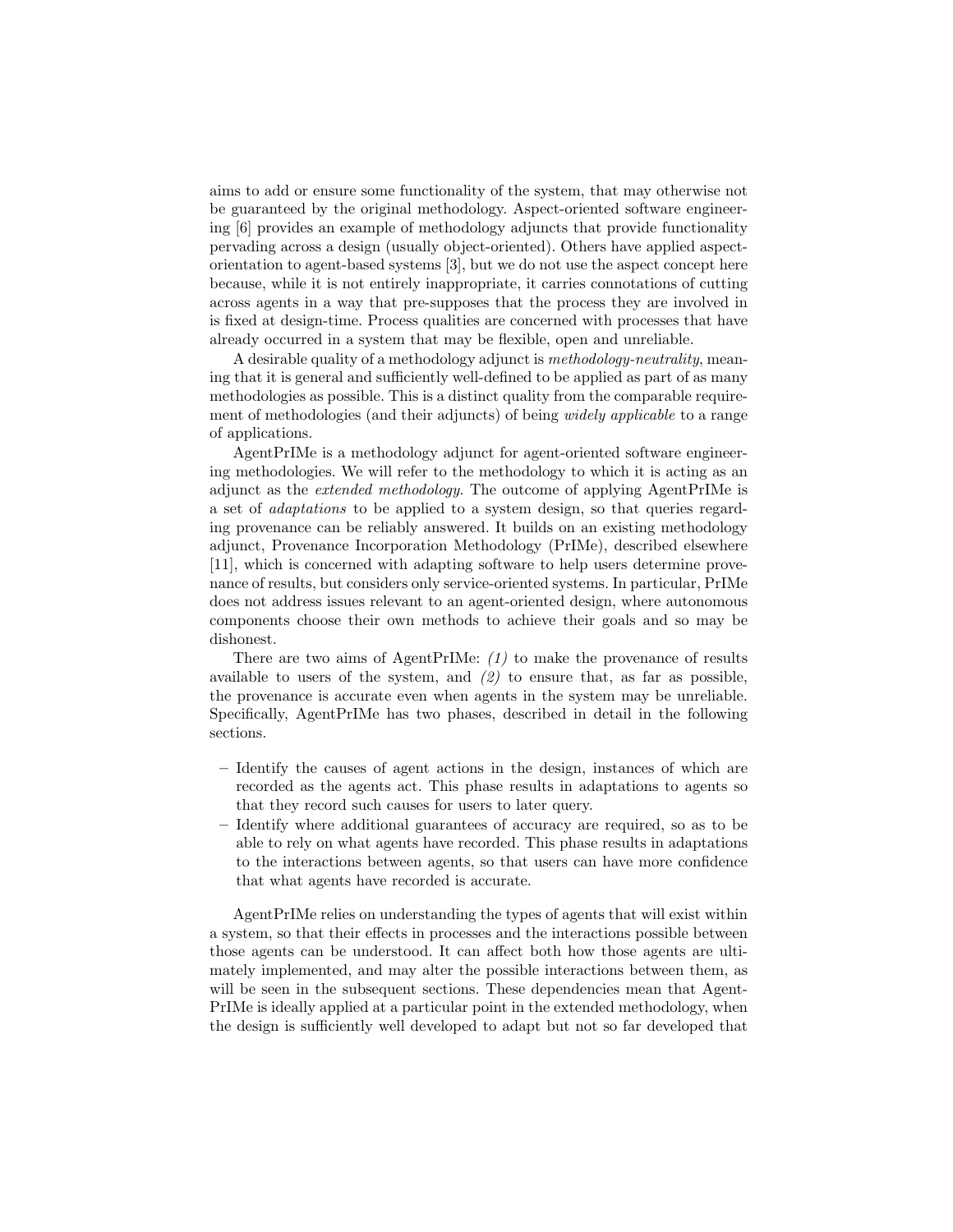aims to add or ensure some functionality of the system, that may otherwise not be guaranteed by the original methodology. Aspect-oriented software engineering [6] provides an example of methodology adjuncts that provide functionality pervading across a design (usually object-oriented). Others have applied aspect-orientation to agent-based systems [3], but we do not use the aspect concept here because, while it is not entirely inappropriate, it carries connotations of cutting across agents in a way that pre-supposes that the process they are involved in is fixed at design-time. Process qualities are concerned with processes that have already occurred in a system that may be flexible, open and unreliable.

A desirable quality of a methodology adjunct is *methodology-neutrality*, meaning that it is general and sufficiently well-defined to be applied as part of as many methodologies as possible. This is a distinct quality from the comparable requirement of methodologies (and their adjuncts) of being *widely applicable* to a range of applications.

AgentPrIMe is a methodology adjunct for agent-oriented software engineering methodologies. We will refer to the methodology to which it is acting as an adjunct as the *extended methodology*. The outcome of applying AgentPrIMe is a set of *adaptations* to be applied to a system design, so that queries regarding provenance can be reliably answered. It builds on an existing methodology adjunct, Provenance Incorporation Methodology (PrIMe), described elsewhere [11], which is concerned with adapting software to help users determine provenance of results, but considers only service-oriented systems. In particular, PrIMe does not address issues relevant to an agent-oriented design, where autonomous components choose their own methods to achieve their goals and so may be dishonest.

There are two aims of AgentPrIMe: *(1)* to make the provenance of results available to users of the system, and *(2)* to ensure that, as far as possible, the provenance is accurate even when agents in the system may be unreliable. Specifically, AgentPrIMe has two phases, described in detail in the following sections.

- Identify the causes of agent actions in the design, instances of which are recorded as the agents act. This phase results in adaptations to agents so that they record such causes for users to later query.
- Identify where additional guarantees of accuracy are required, so as to be able to rely on what agents have recorded. This phase results in adaptations to the interactions between agents, so that users can have more confidence that what agents have recorded is accurate.

AgentPrIMe relies on understanding the types of agents that will exist within a system, so that their effects in processes and the interactions possible between those agents can be understood. It can affect both how those agents are ultimately implemented, and may alter the possible interactions between them, as will be seen in the subsequent sections. These dependencies mean that AgentPrIMe is ideally applied at a particular point in the extended methodology, when the design is sufficiently well developed to adapt but not so far developed that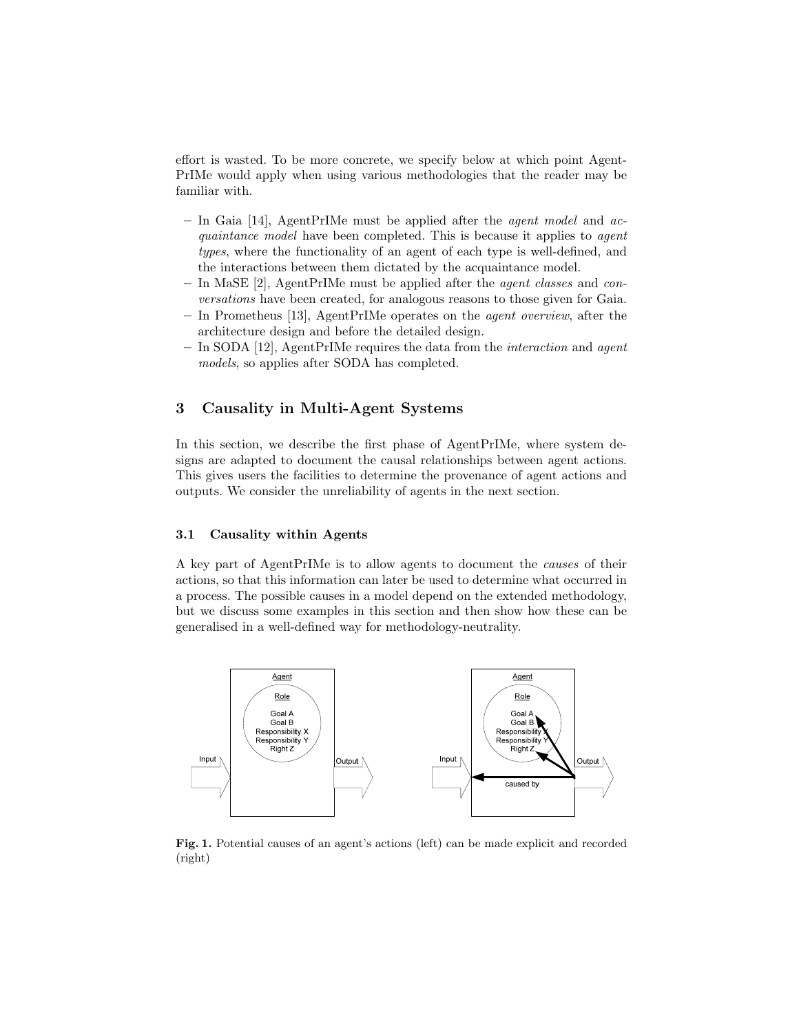effort is wasted. To be more concrete, we specify below at which point AgentPrIMe would apply when using various methodologies that the reader may be familiar with.

- In Gaia [14], AgentPrIMe must be applied after the *agent model* and *acquaintance model* have been completed. This is because it applies to *agent types*, where the functionality of an agent of each type is well-defined, and the interactions between them dictated by the acquaintance model.
- In MaSE [2], AgentPrIMe must be applied after the *agent classes* and *conversations* have been created, for analogous reasons to those given for Gaia.
- In Prometheus [13], AgentPrIMe operates on the *agent overview*, after the architecture design and before the detailed design.
- In SODA [12], AgentPrIMe requires the data from the *interaction* and *agent models*, so applies after SODA has completed.

## 3 Causality in Multi-Agent Systems

In this section, we describe the first phase of AgentPrIMe, where system designs are adapted to document the causal relationships between agent actions. This gives users the facilities to determine the provenance of agent actions and outputs. We consider the unreliability of agents in the next section.

### 3.1 Causality within Agents

A key part of AgentPrIMe is to allow agents to document the *causes* of their actions, so that this information can later be used to determine what occurred in a process. The possible causes in a model depend on the extended methodology, but we discuss some examples in this section and then show how these can be generalised in a well-defined way for methodology-neutrality.

Agent
Role
Goal A
Goal B
Responsibility X
Responsibility Y
Right Z
Input
Output

Agent
Role
Goal A
Goal B
Responsibility X
Responsibility Y
Right Z
Input
Output
caused by

**Fig. 1.** Potential causes of an agent's actions (left) can be made explicit and recorded (right)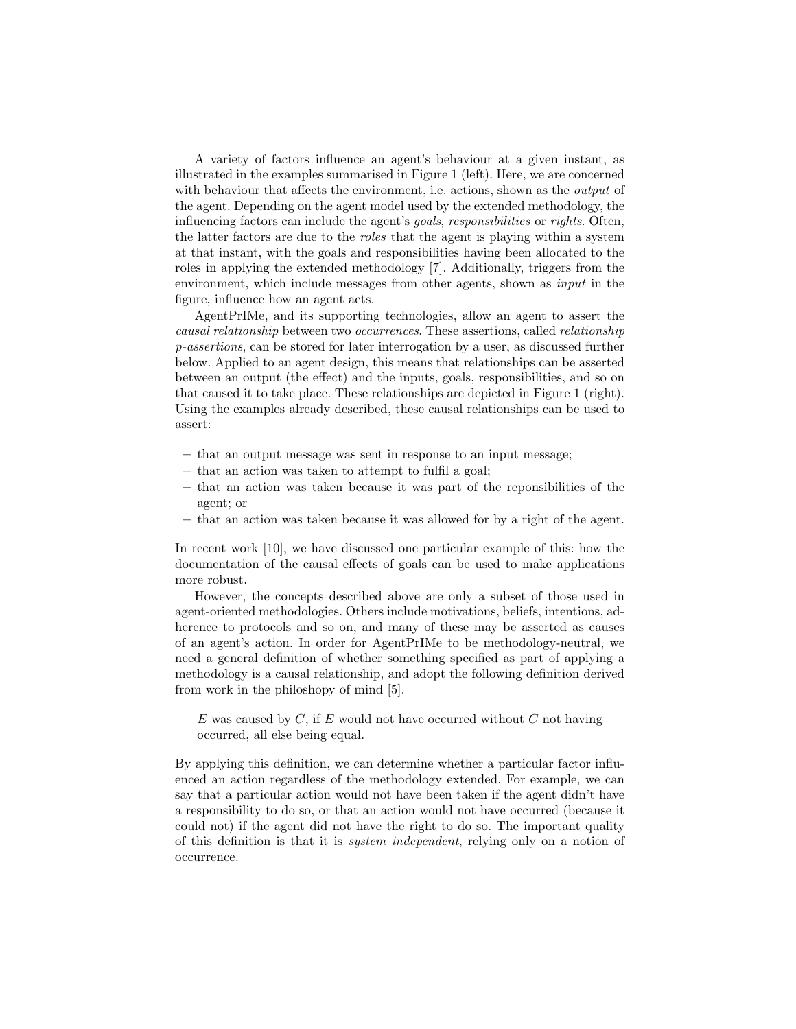A variety of factors influence an agent's behaviour at a given instant, as illustrated in the examples summarised in Figure 1 (left). Here, we are concerned with behaviour that affects the environment, i.e. actions, shown as the *output* of the agent. Depending on the agent model used by the extended methodology, the influencing factors can include the agent's *goals*, *responsibilities* or *rights*. Often, the latter factors are due to the *roles* that the agent is playing within a system at that instant, with the goals and responsibilities having been allocated to the roles in applying the extended methodology [7]. Additionally, triggers from the environment, which include messages from other agents, shown as *input* in the figure, influence how an agent acts.

AgentPrIMe, and its supporting technologies, allow an agent to assert the *causal relationship* between two *occurrences*. These assertions, called *relationship p-assertions*, can be stored for later interrogation by a user, as discussed further below. Applied to an agent design, this means that relationships can be asserted between an output (the effect) and the inputs, goals, responsibilities, and so on that caused it to take place. These relationships are depicted in Figure 1 (right). Using the examples already described, these causal relationships can be used to assert:

- that an output message was sent in response to an input message;
- that an action was taken to attempt to fulfil a goal;
- that an action was taken because it was part of the reponsibilities of the agent; or
- that an action was taken because it was allowed for by a right of the agent.

In recent work [10], we have discussed one particular example of this: how the documentation of the causal effects of goals can be used to make applications more robust.

However, the concepts described above are only a subset of those used in agent-oriented methodologies. Others include motivations, beliefs, intentions, adherence to protocols and so on, and many of these may be asserted as causes of an agent's action. In order for AgentPrIMe to be methodology-neutral, we need a general definition of whether something specified as part of applying a methodology is a causal relationship, and adopt the following definition derived from work in the philoshopy of mind [5].

> $E$ was caused by $C$, if $E$ would not have occurred without $C$ not having occurred, all else being equal.

By applying this definition, we can determine whether a particular factor influenced an action regardless of the methodology extended. For example, we can say that a particular action would not have been taken if the agent didn't have a responsibility to do so, or that an action would not have occurred (because it could not) if the agent did not have the right to do so. The important quality of this definition is that it is *system independent*, relying only on a notion of occurrence.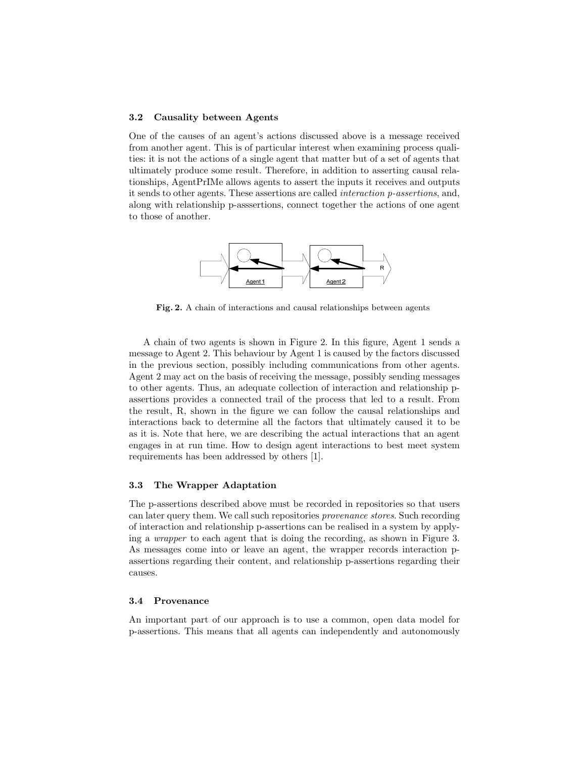### 3.2 Causality between Agents

One of the causes of an agent's actions discussed above is a message received from another agent. This is of particular interest when examining process qualities: it is not the actions of a single agent that matter but of a set of agents that ultimately produce some result. Therefore, in addition to asserting causal relationships, AgentPrIMe allows agents to assert the inputs it receives and outputs it sends to other agents. These assertions are called *interaction p-assertions*, and, along with relationship p-asssertions, connect together the actions of one agent to those of another.

Agent 1

Agent 2

R

**Fig. 2.** A chain of interactions and causal relationships between agents

A chain of two agents is shown in Figure 2. In this figure, Agent 1 sends a message to Agent 2. This behaviour by Agent 1 is caused by the factors discussed in the previous section, possibly including communications from other agents. Agent 2 may act on the basis of receiving the message, possibly sending messages to other agents. Thus, an adequate collection of interaction and relationship p-assertions provides a connected trail of the process that led to a result. From the result, R, shown in the figure we can follow the causal relationships and interactions back to determine all the factors that ultimately caused it to be as it is. Note that here, we are describing the actual interactions that an agent engages in at run time. How to design agent interactions to best meet system requirements has been addressed by others [1].

### 3.3 The Wrapper Adaptation

The p-assertions described above must be recorded in repositories so that users can later query them. We call such repositories *provenance stores*. Such recording of interaction and relationship p-assertions can be realised in a system by applying a *wrapper* to each agent that is doing the recording, as shown in Figure 3. As messages come into or leave an agent, the wrapper records interaction p-assertions regarding their content, and relationship p-assertions regarding their causes.

### 3.4 Provenance

An important part of our approach is to use a common, open data model for p-assertions. This means that all agents can independently and autonomously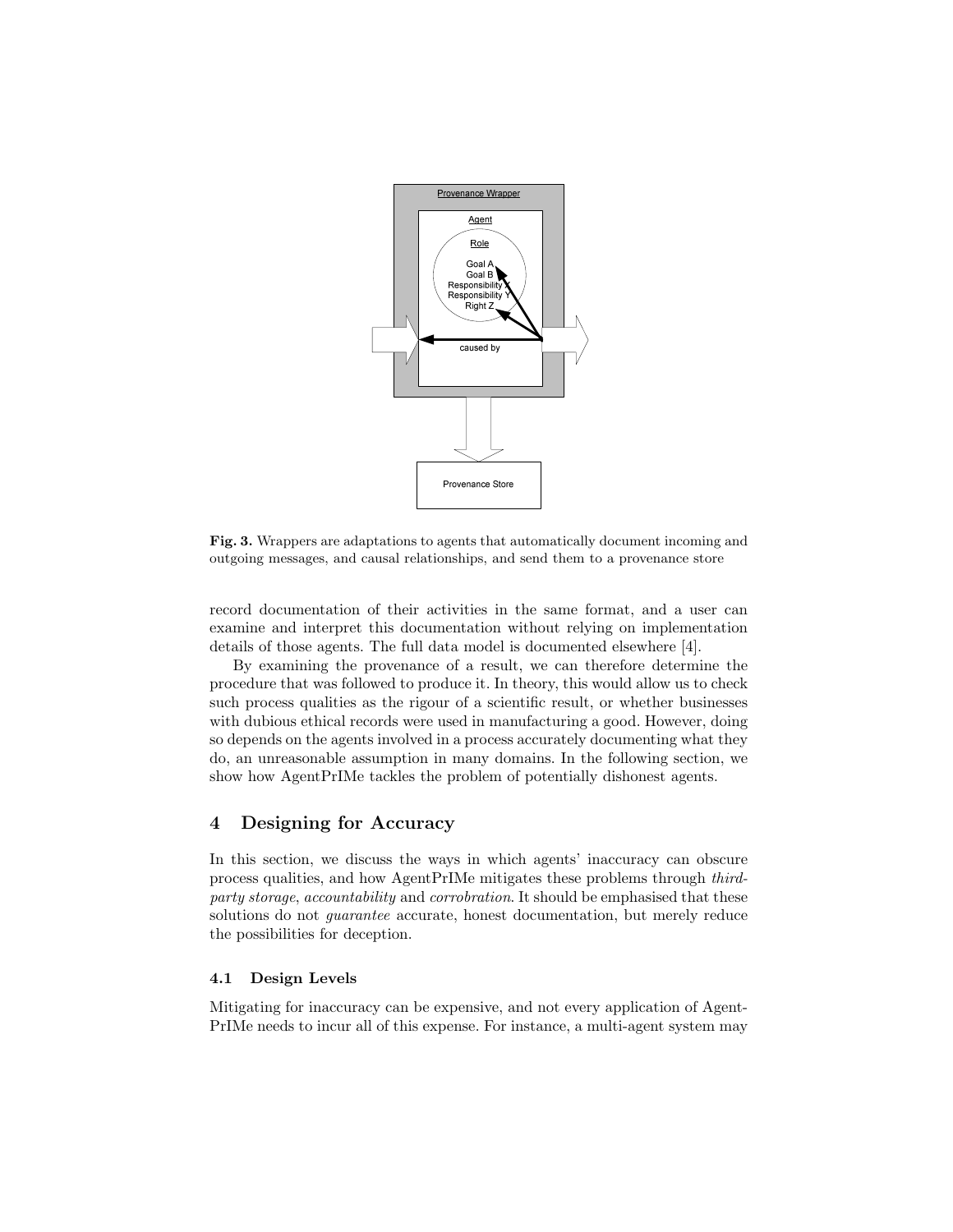Provenance Wrapper

Agent

Role

Goal A
Goal B
Responsibility X
Responsibility Y
Right Z

caused by

Provenance Store

**Fig. 3.** Wrappers are adaptations to agents that automatically document incoming and outgoing messages, and causal relationships, and send them to a provenance store

record documentation of their activities in the same format, and a user can examine and interpret this documentation without relying on implementation details of those agents. The full data model is documented elsewhere [4].

By examining the provenance of a result, we can therefore determine the procedure that was followed to produce it. In theory, this would allow us to check such process qualities as the rigour of a scientific result, or whether businesses with dubious ethical records were used in manufacturing a good. However, doing so depends on the agents involved in a process accurately documenting what they do, an unreasonable assumption in many domains. In the following section, we show how AgentPrIMe tackles the problem of potentially dishonest agents.

## 4 Designing for Accuracy

In this section, we discuss the ways in which agents' inaccuracy can obscure process qualities, and how AgentPrIMe mitigates these problems through *third-party storage*, *accountability* and *corrobration*. It should be emphasised that these solutions do not *guarantee* accurate, honest documentation, but merely reduce the possibilities for deception.

### 4.1 Design Levels

Mitigating for inaccuracy can be expensive, and not every application of AgentPrIMe needs to incur all of this expense. For instance, a multi-agent system may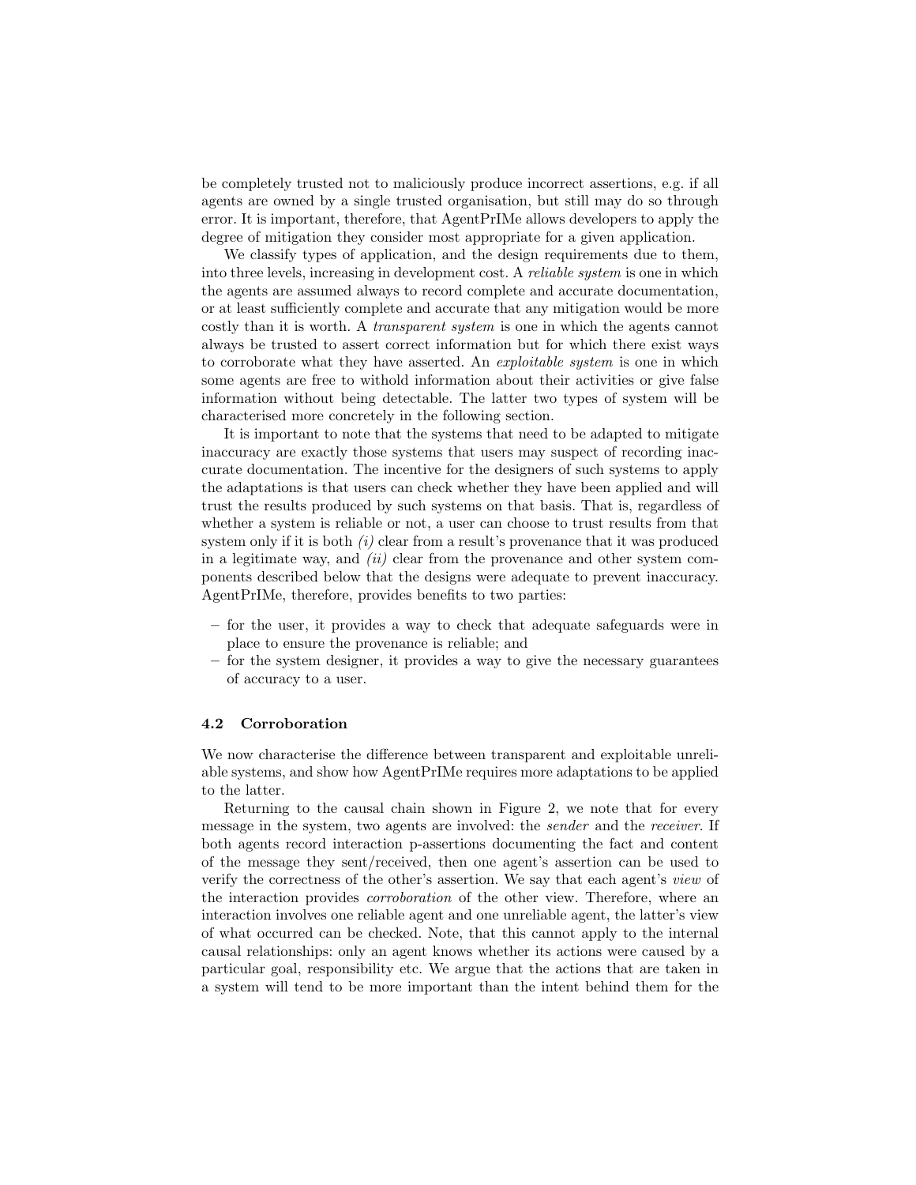be completely trusted not to maliciously produce incorrect assertions, e.g. if all agents are owned by a single trusted organisation, but still may do so through error. It is important, therefore, that AgentPrIMe allows developers to apply the degree of mitigation they consider most appropriate for a given application.

We classify types of application, and the design requirements due to them, into three levels, increasing in development cost. A *reliable system* is one in which the agents are assumed always to record complete and accurate documentation, or at least sufficiently complete and accurate that any mitigation would be more costly than it is worth. A *transparent system* is one in which the agents cannot always be trusted to assert correct information but for which there exist ways to corroborate what they have asserted. An *exploitable system* is one in which some agents are free to withold information about their activities or give false information without being detectable. The latter two types of system will be characterised more concretely in the following section.

It is important to note that the systems that need to be adapted to mitigate inaccuracy are exactly those systems that users may suspect of recording inaccurate documentation. The incentive for the designers of such systems to apply the adaptations is that users can check whether they have been applied and will trust the results produced by such systems on that basis. That is, regardless of whether a system is reliable or not, a user can choose to trust results from that system only if it is both *(i)* clear from a result's provenance that it was produced in a legitimate way, and *(ii)* clear from the provenance and other system components described below that the designs were adequate to prevent inaccuracy. AgentPrIMe, therefore, provides benefits to two parties:

- for the user, it provides a way to check that adequate safeguards were in place to ensure the provenance is reliable; and
- for the system designer, it provides a way to give the necessary guarantees of accuracy to a user.

### 4.2 Corroboration

We now characterise the difference between transparent and exploitable unreliable systems, and show how AgentPrIMe requires more adaptations to be applied to the latter.

Returning to the causal chain shown in Figure 2, we note that for every message in the system, two agents are involved: the *sender* and the *receiver*. If both agents record interaction p-assertions documenting the fact and content of the message they sent/received, then one agent's assertion can be used to verify the correctness of the other's assertion. We say that each agent's *view* of the interaction provides *corroboration* of the other view. Therefore, where an interaction involves one reliable agent and one unreliable agent, the latter's view of what occurred can be checked. Note, that this cannot apply to the internal causal relationships: only an agent knows whether its actions were caused by a particular goal, responsibility etc. We argue that the actions that are taken in a system will tend to be more important than the intent behind them for the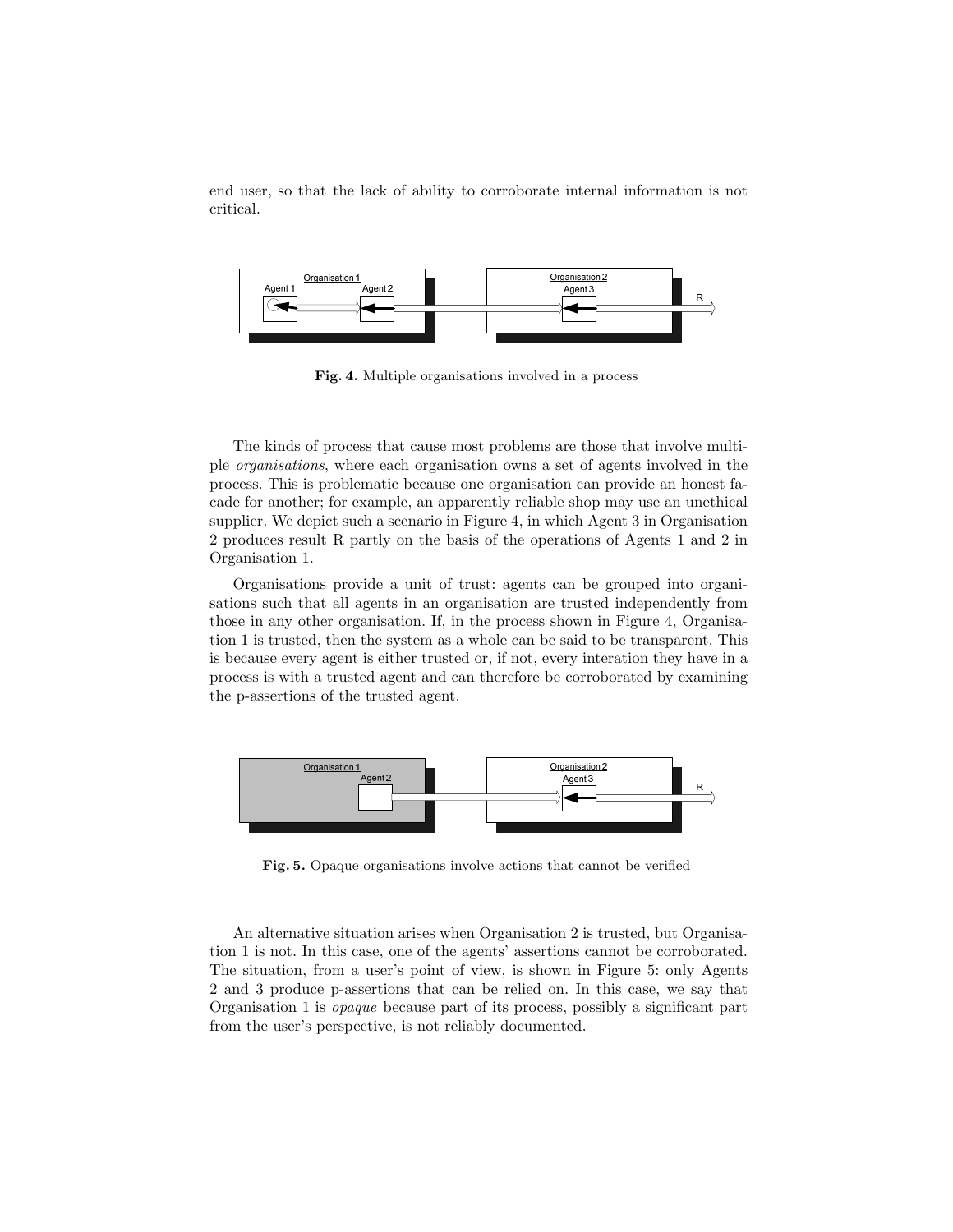end user, so that the lack of ability to corroborate internal information is not critical.

Organisation 1

Agent 1

Agent 2

Organisation 2

Agent 3

R

**Fig. 4.** Multiple organisations involved in a process

The kinds of process that cause most problems are those that involve multiple *organisations*, where each organisation owns a set of agents involved in the process. This is problematic because one organisation can provide an honest facade for another; for example, an apparently reliable shop may use an unethical supplier. We depict such a scenario in Figure 4, in which Agent 3 in Organisation 2 produces result R partly on the basis of the operations of Agents 1 and 2 in Organisation 1.

Organisations provide a unit of trust: agents can be grouped into organisations such that all agents in an organisation are trusted independently from those in any other organisation. If, in the process shown in Figure 4, Organisation 1 is trusted, then the system as a whole can be said to be transparent. This is because every agent is either trusted or, if not, every interation they have in a process is with a trusted agent and can therefore be corroborated by examining the p-assertions of the trusted agent.

Organisation 1

Agent 2

Organisation 2

Agent 3

R

**Fig. 5.** Opaque organisations involve actions that cannot be verified

An alternative situation arises when Organisation 2 is trusted, but Organisation 1 is not. In this case, one of the agents' assertions cannot be corroborated. The situation, from a user's point of view, is shown in Figure 5: only Agents 2 and 3 produce p-assertions that can be relied on. In this case, we say that Organisation 1 is *opaque* because part of its process, possibly a significant part from the user's perspective, is not reliably documented.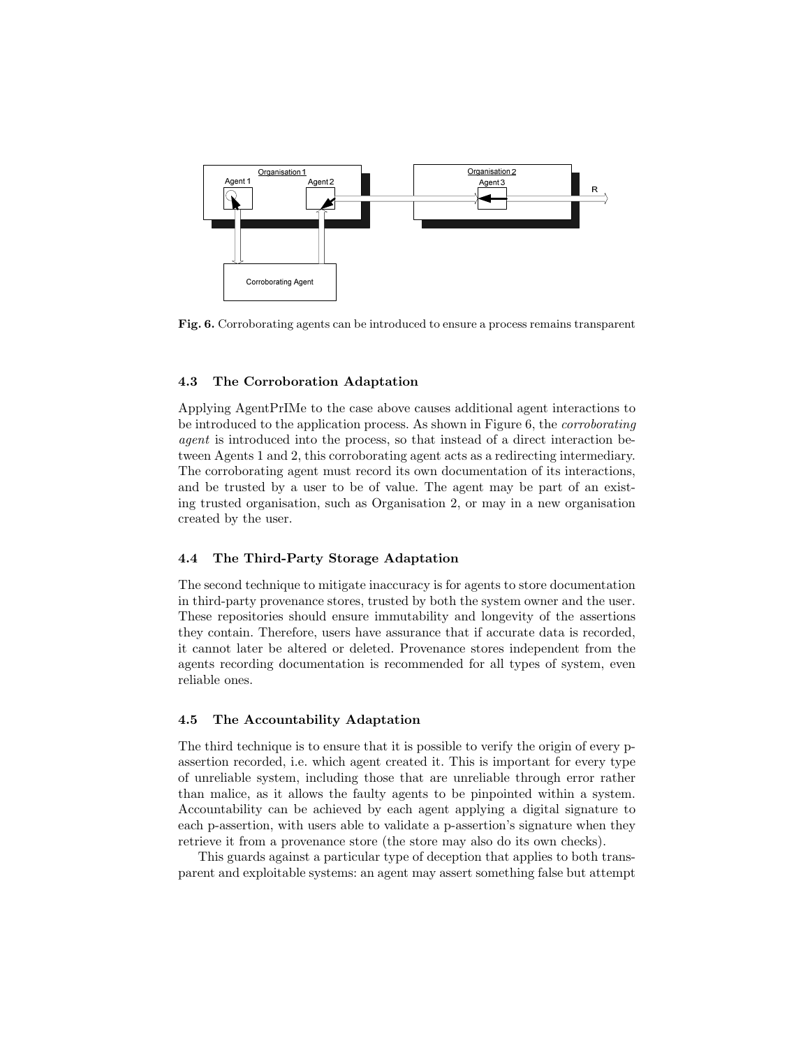Organisation 1
Agent 1
Agent 2
Organisation 2
Agent 3
R
Corroborating Agent

**Fig. 6.** Corroborating agents can be introduced to ensure a process remains transparent

### 4.3 The Corroboration Adaptation

Applying AgentPrIMe to the case above causes additional agent interactions to be introduced to the application process. As shown in Figure 6, the *corroborating agent* is introduced into the process, so that instead of a direct interaction between Agents 1 and 2, this corroborating agent acts as a redirecting intermediary. The corroborating agent must record its own documentation of its interactions, and be trusted by a user to be of value. The agent may be part of an existing trusted organisation, such as Organisation 2, or may in a new organisation created by the user.

### 4.4 The Third-Party Storage Adaptation

The second technique to mitigate inaccuracy is for agents to store documentation in third-party provenance stores, trusted by both the system owner and the user. These repositories should ensure immutability and longevity of the assertions they contain. Therefore, users have assurance that if accurate data is recorded, it cannot later be altered or deleted. Provenance stores independent from the agents recording documentation is recommended for all types of system, even reliable ones.

### 4.5 The Accountability Adaptation

The third technique is to ensure that it is possible to verify the origin of every p-assertion recorded, i.e. which agent created it. This is important for every type of unreliable system, including those that are unreliable through error rather than malice, as it allows the faulty agents to be pinpointed within a system. Accountability can be achieved by each agent applying a digital signature to each p-assertion, with users able to validate a p-assertion's signature when they retrieve it from a provenance store (the store may also do its own checks).

This guards against a particular type of deception that applies to both transparent and exploitable systems: an agent may assert something false but attempt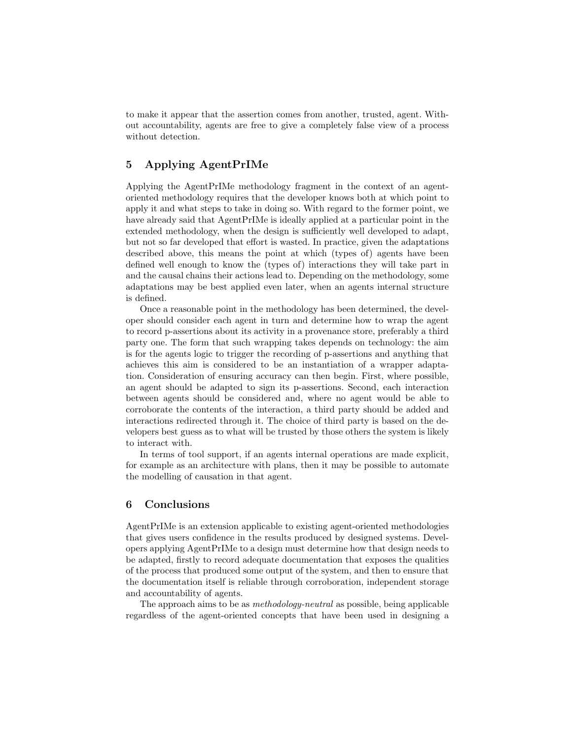to make it appear that the assertion comes from another, trusted, agent. Without accountability, agents are free to give a completely false view of a process without detection.

## 5 Applying AgentPrIMe

Applying the AgentPrIMe methodology fragment in the context of an agent-oriented methodology requires that the developer knows both at which point to apply it and what steps to take in doing so. With regard to the former point, we have already said that AgentPrIMe is ideally applied at a particular point in the extended methodology, when the design is sufficiently well developed to adapt, but not so far developed that effort is wasted. In practice, given the adaptations described above, this means the point at which (types of) agents have been defined well enough to know the (types of) interactions they will take part in and the causal chains their actions lead to. Depending on the methodology, some adaptations may be best applied even later, when an agents internal structure is defined.

Once a reasonable point in the methodology has been determined, the developer should consider each agent in turn and determine how to wrap the agent to record p-assertions about its activity in a provenance store, preferably a third party one. The form that such wrapping takes depends on technology: the aim is for the agents logic to trigger the recording of p-assertions and anything that achieves this aim is considered to be an instantiation of a wrapper adaptation. Consideration of ensuring accuracy can then begin. First, where possible, an agent should be adapted to sign its p-assertions. Second, each interaction between agents should be considered and, where no agent would be able to corroborate the contents of the interaction, a third party should be added and interactions redirected through it. The choice of third party is based on the developers best guess as to what will be trusted by those others the system is likely to interact with.

In terms of tool support, if an agents internal operations are made explicit, for example as an architecture with plans, then it may be possible to automate the modelling of causation in that agent.

## 6 Conclusions

AgentPrIMe is an extension applicable to existing agent-oriented methodologies that gives users confidence in the results produced by designed systems. Developers applying AgentPrIMe to a design must determine how that design needs to be adapted, firstly to record adequate documentation that exposes the qualities of the process that produced some output of the system, and then to ensure that the documentation itself is reliable through corroboration, independent storage and accountability of agents.

The approach aims to be as *methodology-neutral* as possible, being applicable regardless of the agent-oriented concepts that have been used in designing a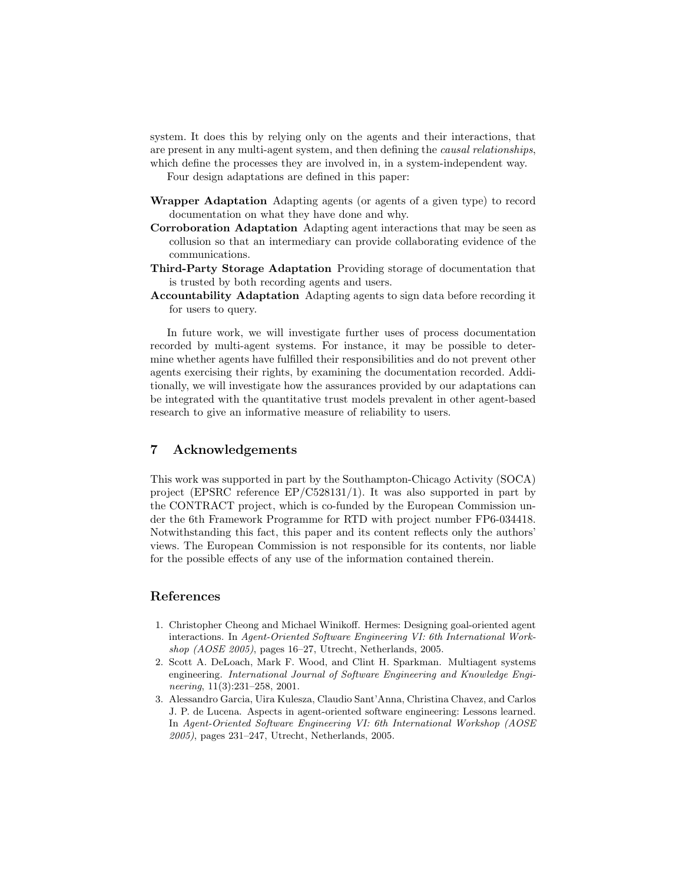system. It does this by relying only on the agents and their interactions, that are present in any multi-agent system, and then defining the *causal relationships*, which define the processes they are involved in, in a system-independent way.

Four design adaptations are defined in this paper:

**Wrapper Adaptation** Adapting agents (or agents of a given type) to record documentation on what they have done and why.

**Corroboration Adaptation** Adapting agent interactions that may be seen as collusion so that an intermediary can provide collaborating evidence of the communications.

**Third-Party Storage Adaptation** Providing storage of documentation that is trusted by both recording agents and users.

**Accountability Adaptation** Adapting agents to sign data before recording it for users to query.

In future work, we will investigate further uses of process documentation recorded by multi-agent systems. For instance, it may be possible to determine whether agents have fulfilled their responsibilities and do not prevent other agents exercising their rights, by examining the documentation recorded. Additionally, we will investigate how the assurances provided by our adaptations can be integrated with the quantitative trust models prevalent in other agent-based research to give an informative measure of reliability to users.

## 7 Acknowledgements

This work was supported in part by the Southampton-Chicago Activity (SOCA) project (EPSRC reference EP/C528131/1). It was also supported in part by the CONTRACT project, which is co-funded by the European Commission under the 6th Framework Programme for RTD with project number FP6-034418. Notwithstanding this fact, this paper and its content reflects only the authors' views. The European Commission is not responsible for its contents, nor liable for the possible effects of any use of the information contained therein.

## References

1. Christopher Cheong and Michael Winikoff. Hermes: Designing goal-oriented agent interactions. In *Agent-Oriented Software Engineering VI: 6th International Workshop (AOSE 2005)*, pages 16–27, Utrecht, Netherlands, 2005.
2. Scott A. DeLoach, Mark F. Wood, and Clint H. Sparkman. Multiagent systems engineering. *International Journal of Software Engineering and Knowledge Engineering*, 11(3):231–258, 2001.
3. Alessandro Garcia, Uira Kulesza, Claudio Sant'Anna, Christina Chavez, and Carlos J. P. de Lucena. Aspects in agent-oriented software engineering: Lessons learned. In *Agent-Oriented Software Engineering VI: 6th International Workshop (AOSE 2005)*, pages 231–247, Utrecht, Netherlands, 2005.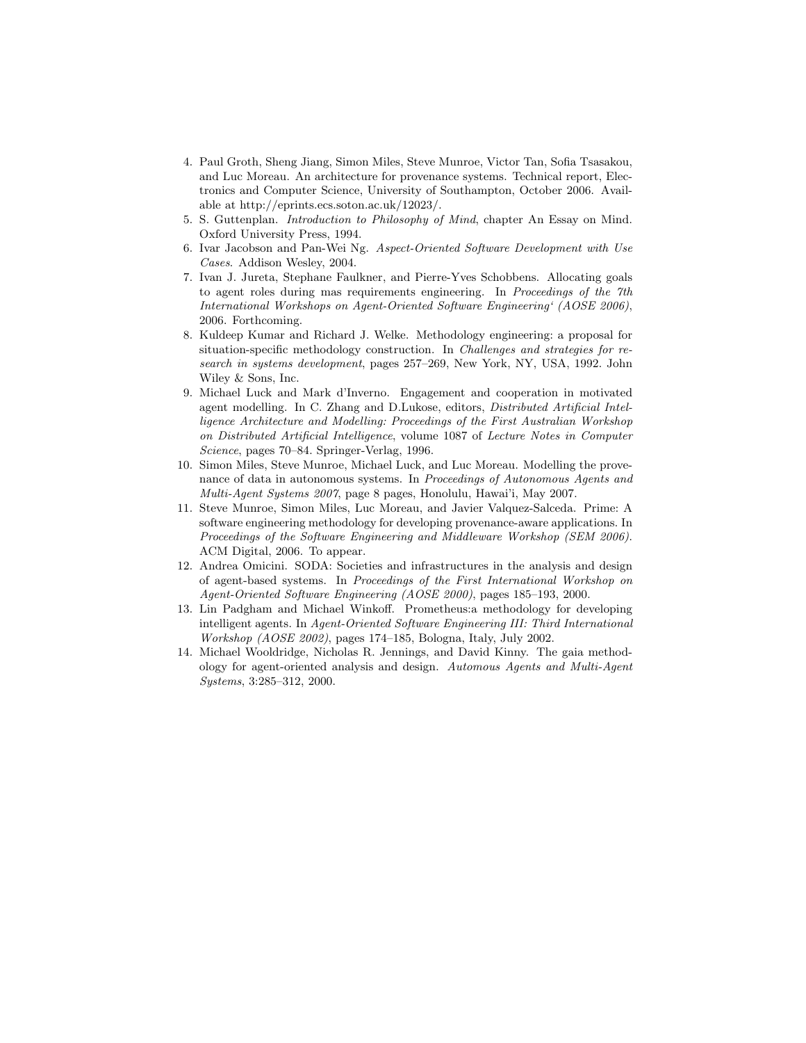4. Paul Groth, Sheng Jiang, Simon Miles, Steve Munroe, Victor Tan, Sofia Tsasakou, and Luc Moreau. An architecture for provenance systems. Technical report, Electronics and Computer Science, University of Southampton, October 2006. Available at http://eprints.ecs.soton.ac.uk/12023/.
5. S. Guttenplan. *Introduction to Philosophy of Mind*, chapter An Essay on Mind. Oxford University Press, 1994.
6. Ivar Jacobson and Pan-Wei Ng. *Aspect-Oriented Software Development with Use Cases*. Addison Wesley, 2004.
7. Ivan J. Jureta, Stephane Faulkner, and Pierre-Yves Schobbens. Allocating goals to agent roles during mas requirements engineering. In *Proceedings of the 7th International Workshops on Agent-Oriented Software Engineering' (AOSE 2006)*, 2006. Forthcoming.
8. Kuldeep Kumar and Richard J. Welke. Methodology engineering: a proposal for situation-specific methodology construction. In *Challenges and strategies for research in systems development*, pages 257–269, New York, NY, USA, 1992. John Wiley & Sons, Inc.
9. Michael Luck and Mark d'Inverno. Engagement and cooperation in motivated agent modelling. In C. Zhang and D.Lukose, editors, *Distributed Artificial Intelligence Architecture and Modelling: Proceedings of the First Australian Workshop on Distributed Artificial Intelligence*, volume 1087 of *Lecture Notes in Computer Science*, pages 70–84. Springer-Verlag, 1996.
10. Simon Miles, Steve Munroe, Michael Luck, and Luc Moreau. Modelling the provenance of data in autonomous systems. In *Proceedings of Autonomous Agents and Multi-Agent Systems 2007*, page 8 pages, Honolulu, Hawai'i, May 2007.
11. Steve Munroe, Simon Miles, Luc Moreau, and Javier Valquez-Salceda. Prime: A software engineering methodology for developing provenance-aware applications. In *Proceedings of the Software Engineering and Middleware Workshop (SEM 2006)*. ACM Digital, 2006. To appear.
12. Andrea Omicini. SODA: Societies and infrastructures in the analysis and design of agent-based systems. In *Proceedings of the First International Workshop on Agent-Oriented Software Engineering (AOSE 2000)*, pages 185–193, 2000.
13. Lin Padgham and Michael Winkoff. Prometheus:a methodology for developing intelligent agents. In *Agent-Oriented Software Engineering III: Third International Workshop (AOSE 2002)*, pages 174–185, Bologna, Italy, July 2002.
14. Michael Wooldridge, Nicholas R. Jennings, and David Kinny. The gaia methodology for agent-oriented analysis and design. *Automous Agents and Multi-Agent Systems*, 3:285–312, 2000.